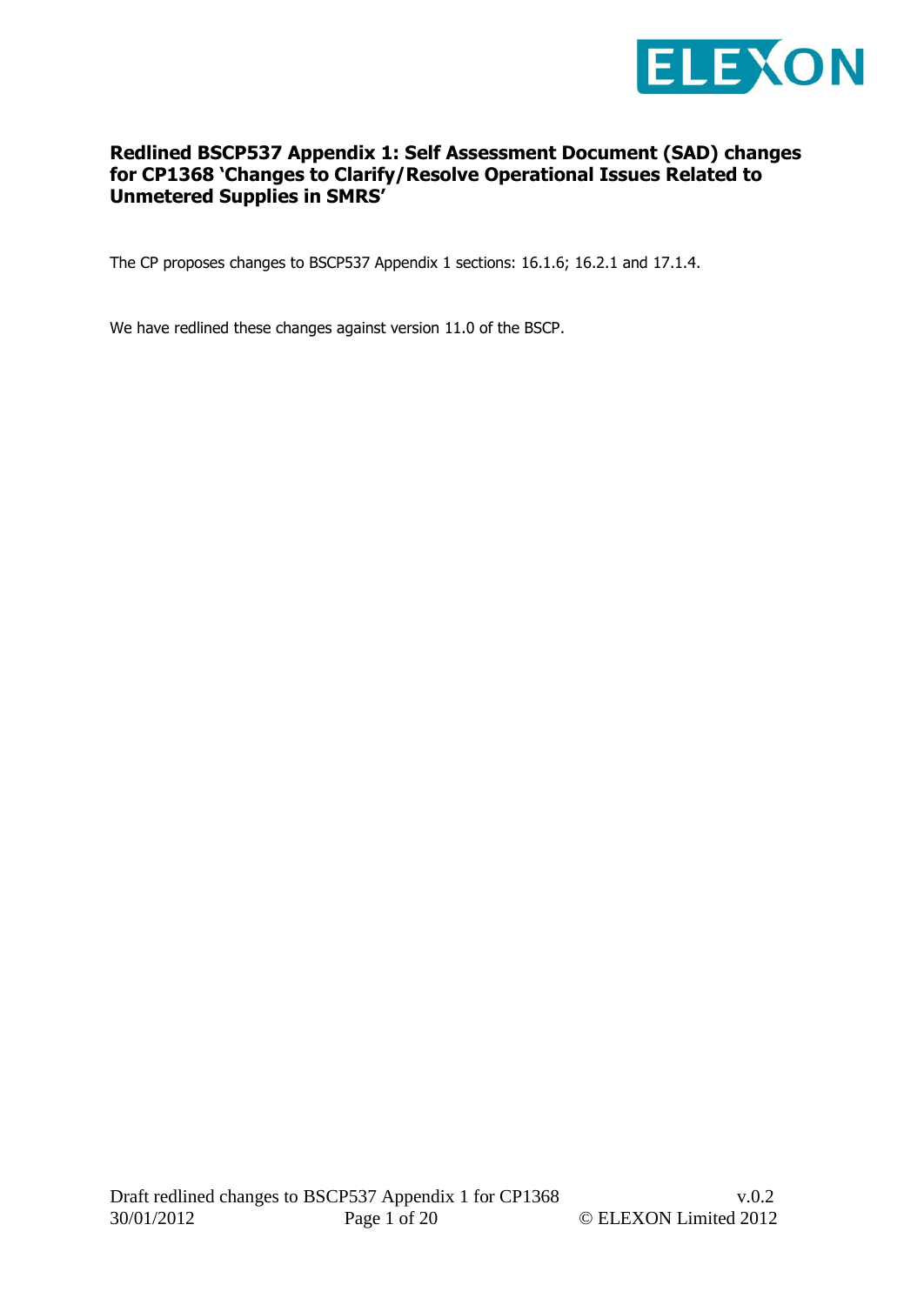# Redlined BSCP537 Appendix 1: Self Assessment Document (SAD) changes for CP1368 'Changes to Clarify/Resolve Operational Issues Related to Unmetered Supplies in SMRS'

The CP proposes changes to BSCP537 Appendix 1 sections: 16.1.6; 16.2.1 and 17.1.4.

We have redlined these changes against version 11.0 of the BSCP.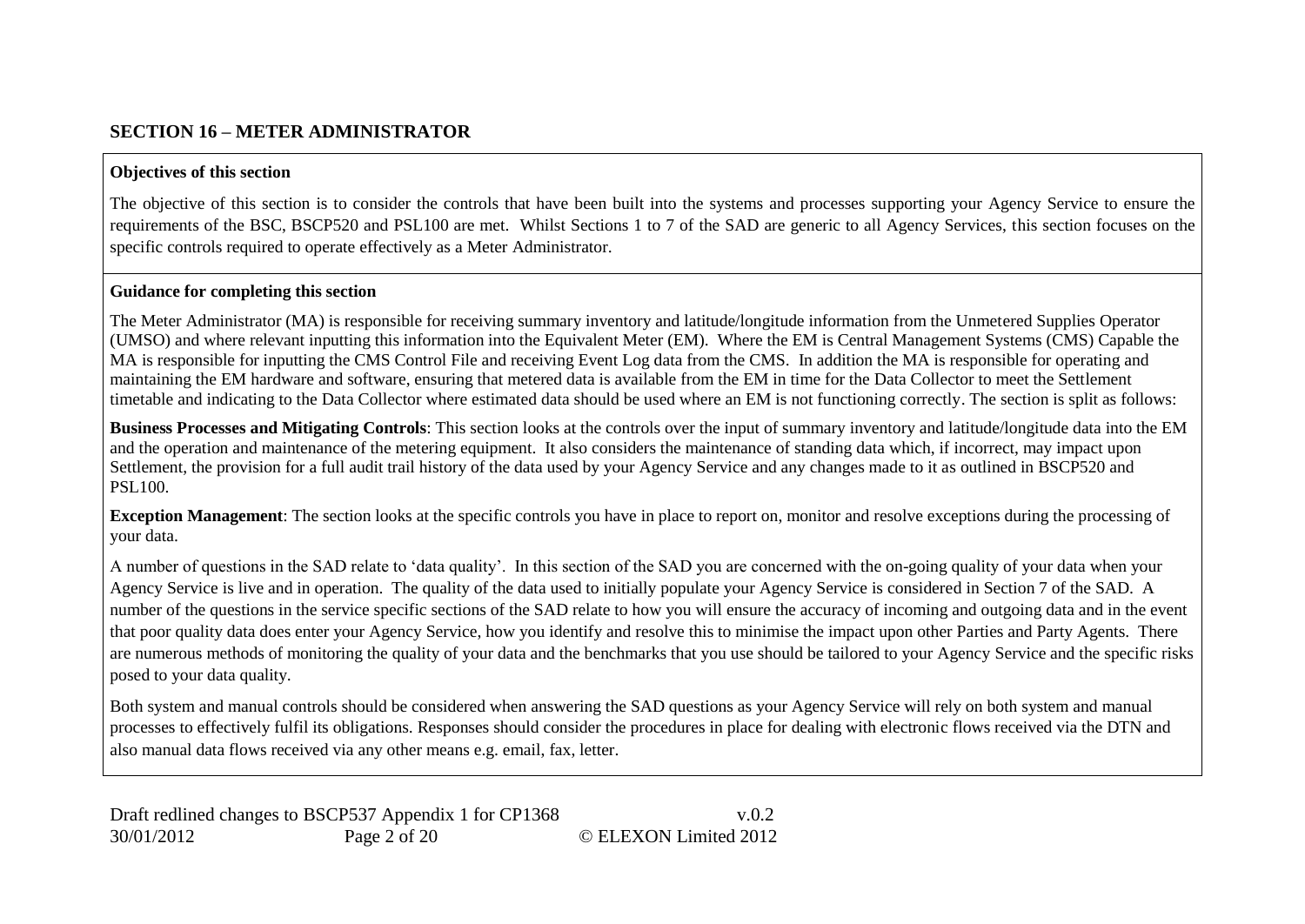## SECTION 16 – METER ADMINISTRATOR

**Objectives of this section**

The objective of this section is to consider the controls that have been built into the systems and processes supporting your Agency Service to ensure the requirements of the BSC, BSCP520 and PSL100 are met. Whilst Sections 1 to 7 of the SAD are generic to all Agency Services, this section focuses on the specific controls required to operate effectively as a Meter Administrator.

**Guidance for completing this section**

The Meter Administrator (MA) is responsible for receiving summary inventory and latitude/longitude information from the Unmetered Supplies Operator (UMSO) and where relevant inputting this information into the Equivalent Meter (EM). Where the EM is Central Management Systems (CMS) Capable the MA is responsible for inputting the CMS Control File and receiving Event Log data from the CMS. In addition the MA is responsible for operating and maintaining the EM hardware and software, ensuring that metered data is available from the EM in time for the Data Collector to meet the Settlement timetable and indicating to the Data Collector where estimated data should be used where an EM is not functioning correctly. The section is split as follows:

**Business Processes and Mitigating Controls**: This section looks at the controls over the input of summary inventory and latitude/longitude data into the EM and the operation and maintenance of the metering equipment. It also considers the maintenance of standing data which, if incorrect, may impact upon Settlement, the provision for a full audit trail history of the data used by your Agency Service and any changes made to it as outlined in BSCP520 and PSL100.

**Exception Management**: The section looks at the specific controls you have in place to report on, monitor and resolve exceptions during the processing of your data.

A number of questions in the SAD relate to 'data quality'. In this section of the SAD you are concerned with the on-going quality of your data when your Agency Service is live and in operation. The quality of the data used to initially populate your Agency Service is considered in Section 7 of the SAD. A number of the questions in the service specific sections of the SAD relate to how you will ensure the accuracy of incoming and outgoing data and in the event that poor quality data does enter your Agency Service, how you identify and resolve this to minimise the impact upon other Parties and Party Agents. There are numerous methods of monitoring the quality of your data and the benchmarks that you use should be tailored to your Agency Service and the specific risks posed to your data quality.

Both system and manual controls should be considered when answering the SAD questions as your Agency Service will rely on both system and manual processes to effectively fulfil its obligations. Responses should consider the procedures in place for dealing with electronic flows received via the DTN and also manual data flows received via any other means e.g. email, fax, letter.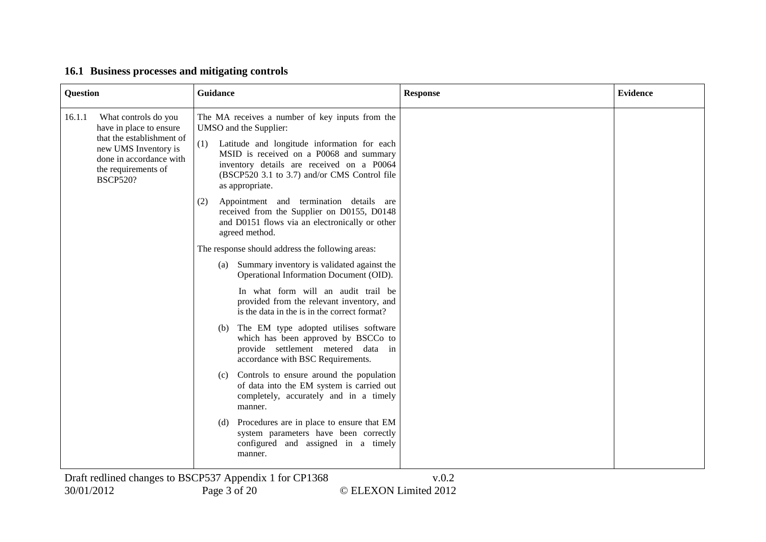## 16.1 Business processes and mitigating controls

| Question | Guidance | Response | Evidence |
|---|---|---|---|
| 16.1.1 What controls do you have in place to ensure that the establishment of new UMS Inventory is done in accordance with the requirements of BSCP520? | The MA receives a number of key inputs from the UMSO and the Supplier:<br><br>(1) Latitude and longitude information for each MSID is received on a P0068 and summary inventory details are received on a P0064 (BSCP520 3.1 to 3.7) and/or CMS Control file as appropriate.<br><br>(2) Appointment and termination details are received from the Supplier on D0155, D0148 and D0151 flows via an electronically or other agreed method.<br><br>The response should address the following areas:<br><br>(a) Summary inventory is validated against the Operational Information Document (OID).<br><br>In what form will an audit trail be provided from the relevant inventory, and is the data in the is in the correct format?<br><br>(b) The EM type adopted utilises software which has been approved by BSCCo to provide settlement metered data in accordance with BSC Requirements.<br><br>(c) Controls to ensure around the population of data into the EM system is carried out completely, accurately and in a timely manner.<br><br>(d) Procedures are in place to ensure that EM system parameters have been correctly configured and assigned in a timely manner. | | |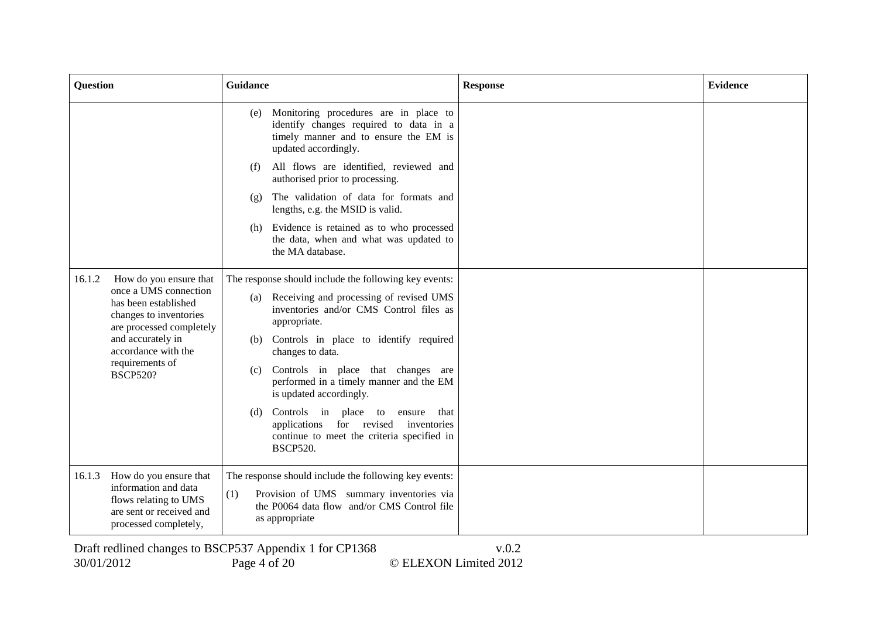| Question | Guidance | Response | Evidence |
|---|---|---|---|
| | (e) Monitoring procedures are in place to identify changes required to data in a timely manner and to ensure the EM is updated accordingly.<br>(f) All flows are identified, reviewed and authorised prior to processing.<br>(g) The validation of data for formats and lengths, e.g. the MSID is valid.<br>(h) Evidence is retained as to who processed the data, when and what was updated to the MA database. | | |
| 16.1.2 How do you ensure that once a UMS connection has been established changes to inventories are processed completely and accurately in accordance with the requirements of BSCP520? | The response should include the following key events:<br>(a) Receiving and processing of revised UMS inventories and/or CMS Control files as appropriate.<br>(b) Controls in place to identify required changes to data.<br>(c) Controls in place that changes are performed in a timely manner and the EM is updated accordingly.<br>(d) Controls in place to ensure that applications for revised inventories continue to meet the criteria specified in BSCP520. | | |
| 16.1.3 How do you ensure that information and data flows relating to UMS are sent or received and processed completely, | The response should include the following key events:<br>(1) Provision of UMS summary inventories via the P0064 data flow and/or CMS Control file as appropriate | | |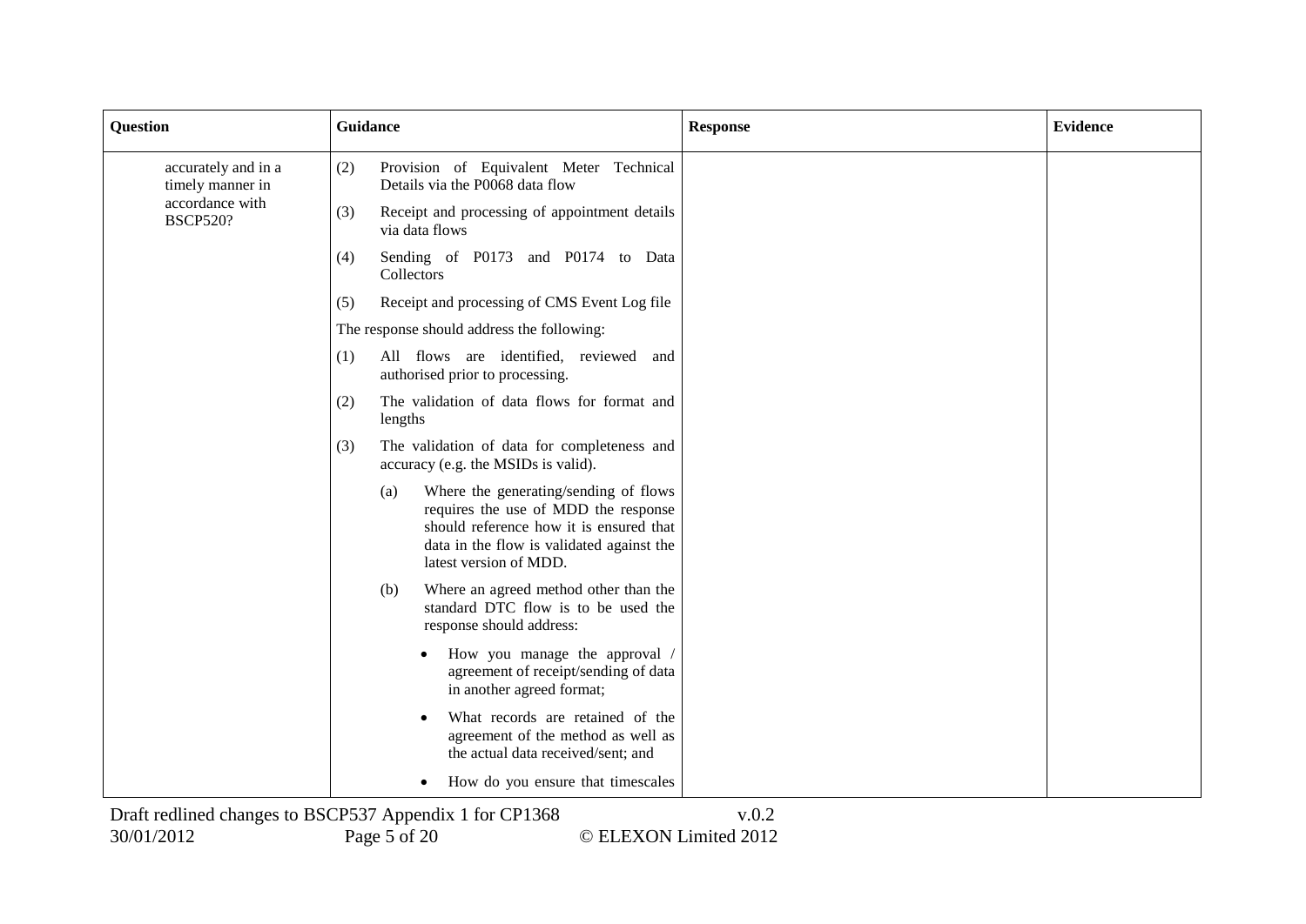| Question | Guidance | Response | Evidence |
| --- | --- | --- | --- |
| accurately and in a timely manner in accordance with BSCP520? | (2) Provision of Equivalent Meter Technical Details via the P0068 data flow<br><br>(3) Receipt and processing of appointment details via data flows<br><br>(4) Sending of P0173 and P0174 to Data Collectors<br><br>(5) Receipt and processing of CMS Event Log file<br><br>The response should address the following:<br><br>(1) All flows are identified, reviewed and authorised prior to processing.<br><br>(2) The validation of data flows for format and lengths<br><br>(3) The validation of data for completeness and accuracy (e.g. the MSIDs is valid).<br><br>(a) Where the generating/sending of flows requires the use of MDD the response should reference how it is ensured that data in the flow is validated against the latest version of MDD.<br><br>(b) Where an agreed method other than the standard DTC flow is to be used the response should address:<br><br>• How you manage the approval / agreement of receipt/sending of data in another agreed format;<br><br>• What records are retained of the agreement of the method as well as the actual data received/sent; and<br><br>• How do you ensure that timescales | | |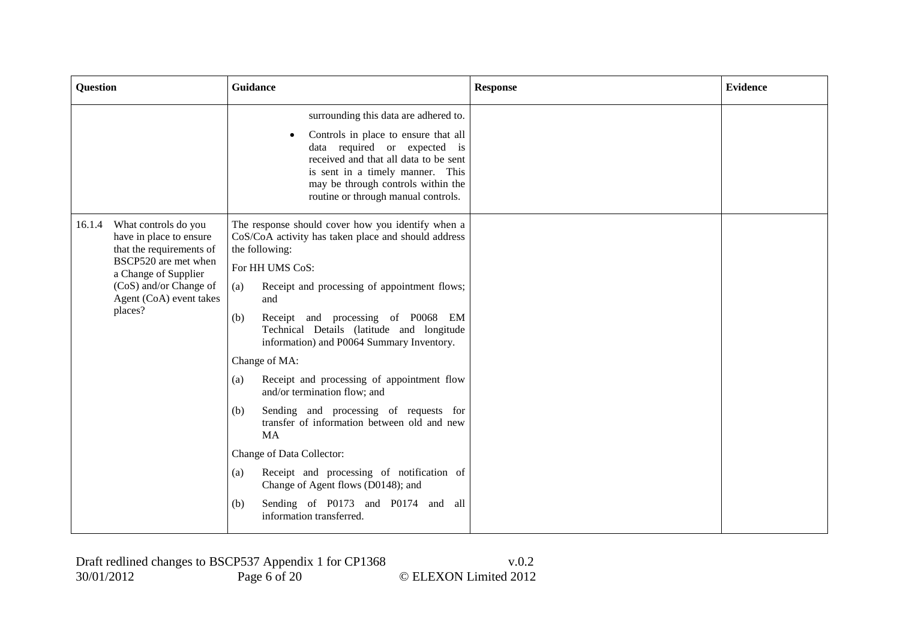| Question | Guidance | Response | Evidence |
| --- | --- | --- | --- |
| | surrounding this data are adhered to.<br><br>• Controls in place to ensure that all data required or expected is received and that all data to be sent is sent in a timely manner. This may be through controls within the routine or through manual controls. | | |
| 16.1.4 What controls do you have in place to ensure that the requirements of BSCP520 are met when a Change of Supplier (CoS) and/or Change of Agent (CoA) event takes places? | The response should cover how you identify when a CoS/CoA activity has taken place and should address the following:<br><br>For HH UMS CoS:<br><br>(a) Receipt and processing of appointment flows; and<br><br>(b) Receipt and processing of P0068 EM Technical Details (latitude and longitude information) and P0064 Summary Inventory.<br><br>Change of MA:<br><br>(a) Receipt and processing of appointment flow and/or termination flow; and<br><br>(b) Sending and processing of requests for transfer of information between old and new MA<br><br>Change of Data Collector:<br><br>(a) Receipt and processing of notification of Change of Agent flows (D0148); and<br><br>(b) Sending of P0173 and P0174 and all information transferred. | | |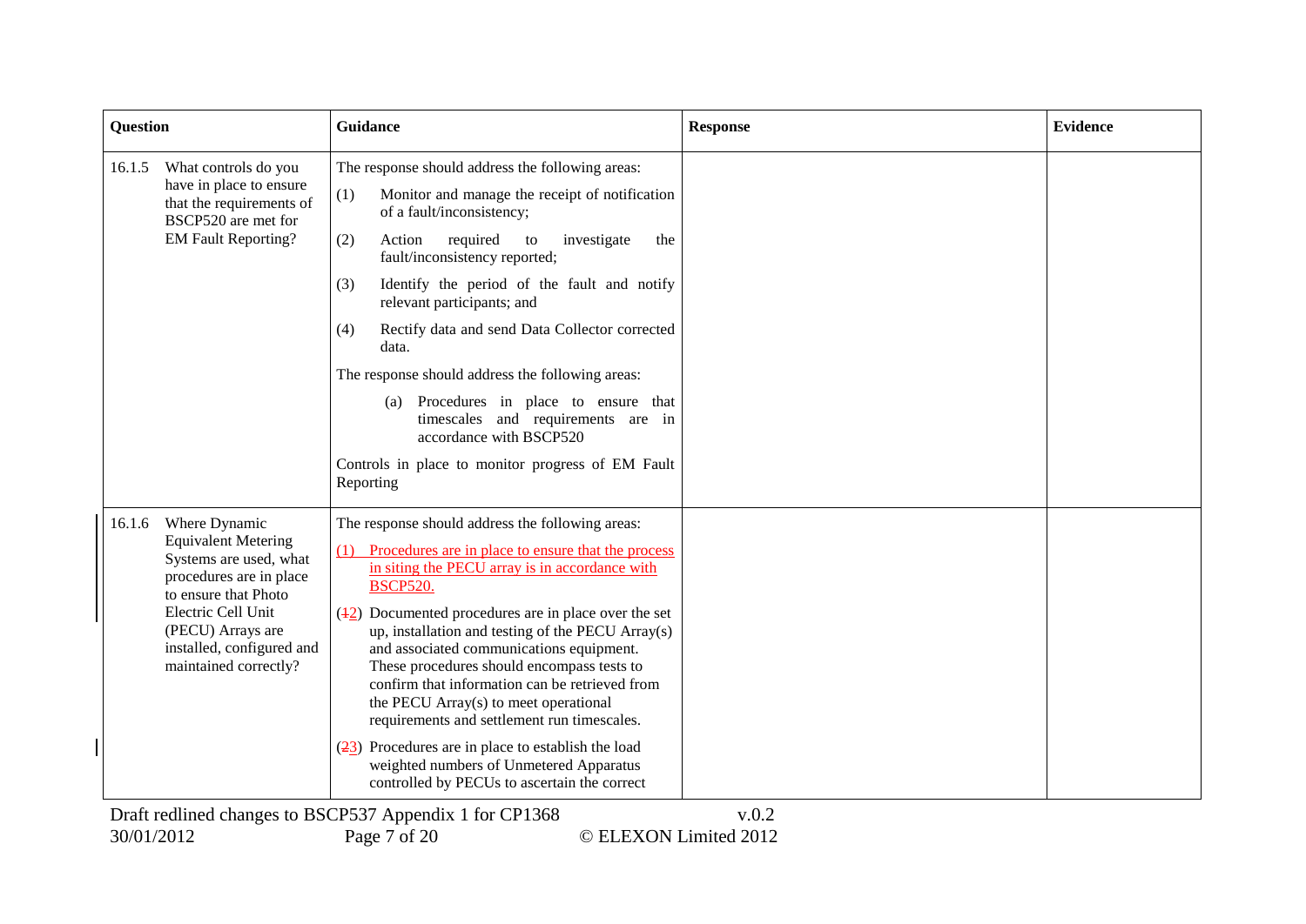| Question | Guidance | Response | Evidence |
|---|---|---|---|
| 16.1.5 What controls do you have in place to ensure that the requirements of BSCP520 are met for EM Fault Reporting? | The response should address the following areas:<br>(1) Monitor and manage the receipt of notification of a fault/inconsistency;<br>(2) Action required to investigate the fault/inconsistency reported;<br>(3) Identify the period of the fault and notify relevant participants; and<br>(4) Rectify data and send Data Collector corrected data.<br>The response should address the following areas:<br>(a) Procedures in place to ensure that timescales and requirements are in accordance with BSCP520<br>Controls in place to monitor progress of EM Fault Reporting | | |
| 16.1.6 Where Dynamic Equivalent Metering Systems are used, what procedures are in place to ensure that Photo Electric Cell Unit (PECU) Arrays are installed, configured and maintained correctly? | The response should address the following areas:<br>(1) Procedures are in place to ensure that the process in siting the PECU array is in accordance with BSCP520.<br>(~~1~~2) Documented procedures are in place over the set up, installation and testing of the PECU Array(s) and associated communications equipment. These procedures should encompass tests to confirm that information can be retrieved from the PECU Array(s) to meet operational requirements and settlement run timescales.<br>(~~2~~3) Procedures are in place to establish the load weighted numbers of Unmetered Apparatus controlled by PECUs to ascertain the correct | | |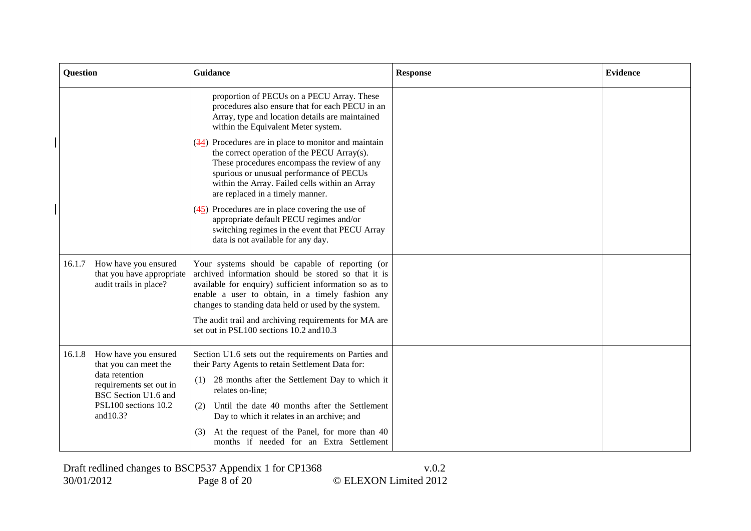| Question | Guidance | Response | Evidence |
|---|---|---|---|
| | proportion of PECUs on a PECU Array. These procedures also ensure that for each PECU in an Array, type and location details are maintained within the Equivalent Meter system.<br><br>(~~3~~4) Procedures are in place to monitor and maintain the correct operation of the PECU Array(s). These procedures encompass the review of any spurious or unusual performance of PECUs within the Array. Failed cells within an Array are replaced in a timely manner.<br><br>(~~4~~5) Procedures are in place covering the use of appropriate default PECU regimes and/or switching regimes in the event that PECU Array data is not available for any day. | | |
| 16.1.7 How have you ensured that you have appropriate audit trails in place? | Your systems should be capable of reporting (or archived information should be stored so that it is available for enquiry) sufficient information so as to enable a user to obtain, in a timely fashion any changes to standing data held or used by the system.<br><br>The audit trail and archiving requirements for MA are set out in PSL100 sections 10.2 and10.3 | | |
| 16.1.8 How have you ensured that you can meet the data retention requirements set out in BSC Section U1.6 and PSL100 sections 10.2 and10.3? | Section U1.6 sets out the requirements on Parties and their Party Agents to retain Settlement Data for:<br><br>(1) 28 months after the Settlement Day to which it relates on-line;<br><br>(2) Until the date 40 months after the Settlement Day to which it relates in an archive; and<br><br>(3) At the request of the Panel, for more than 40 months if needed for an Extra Settlement | | |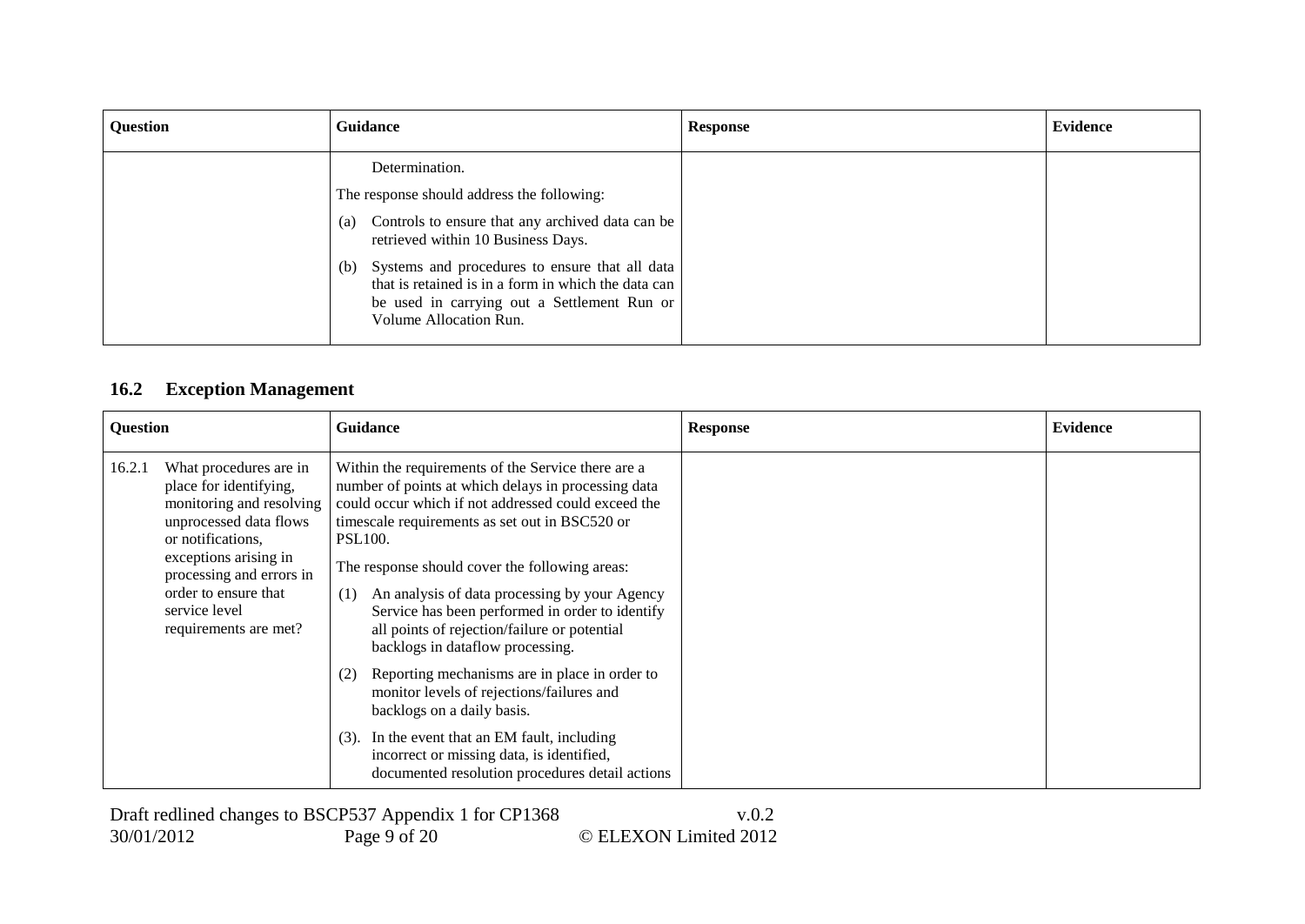| Question | Guidance | Response | Evidence |
|---|---|---|---|
| | Determination.<br><br>The response should address the following:<br><br>(a) Controls to ensure that any archived data can be retrieved within 10 Business Days.<br><br>(b) Systems and procedures to ensure that all data that is retained is in a form in which the data can be used in carrying out a Settlement Run or Volume Allocation Run. | | |

## 16.2 Exception Management

| Question | Guidance | Response | Evidence |
|---|---|---|---|
| 16.2.1 What procedures are in place for identifying, monitoring and resolving unprocessed data flows or notifications, exceptions arising in processing and errors in order to ensure that service level requirements are met? | Within the requirements of the Service there are a number of points at which delays in processing data could occur which if not addressed could exceed the timescale requirements as set out in BSC520 or PSL100.<br><br>The response should cover the following areas:<br><br>(1) An analysis of data processing by your Agency Service has been performed in order to identify all points of rejection/failure or potential backlogs in dataflow processing.<br><br>(2) Reporting mechanisms are in place in order to monitor levels of rejections/failures and backlogs on a daily basis.<br><br>(3). In the event that an EM fault, including incorrect or missing data, is identified, documented resolution procedures detail actions | | |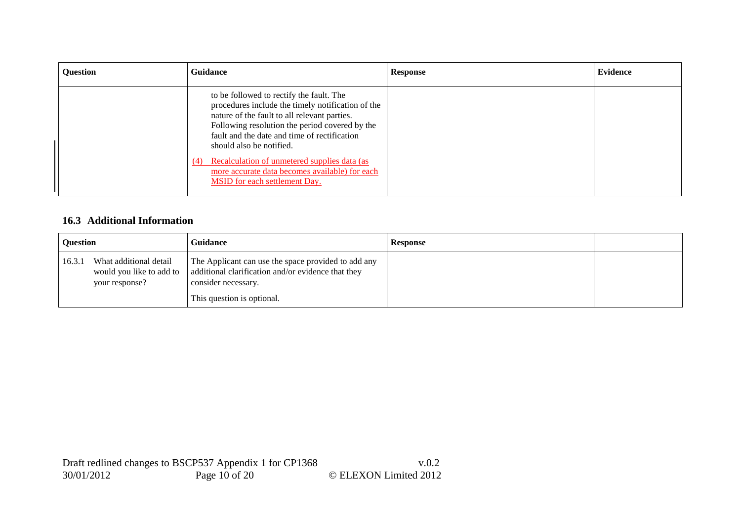| Question | Guidance | Response | Evidence |
|---|---|---|---|
| | to be followed to rectify the fault. The procedures include the timely notification of the nature of the fault to all relevant parties. Following resolution the period covered by the fault and the date and time of rectification should also be notified.<br><br>(4) Recalculation of unmetered supplies data (as more accurate data becomes available) for each MSID for each settlement Day. | | |

## 16.3 Additional Information

| Question | Guidance | Response | |
|---|---|---|---|
| 16.3.1 What additional detail would you like to add to your response? | The Applicant can use the space provided to add any additional clarification and/or evidence that they consider necessary.<br><br>This question is optional. | | |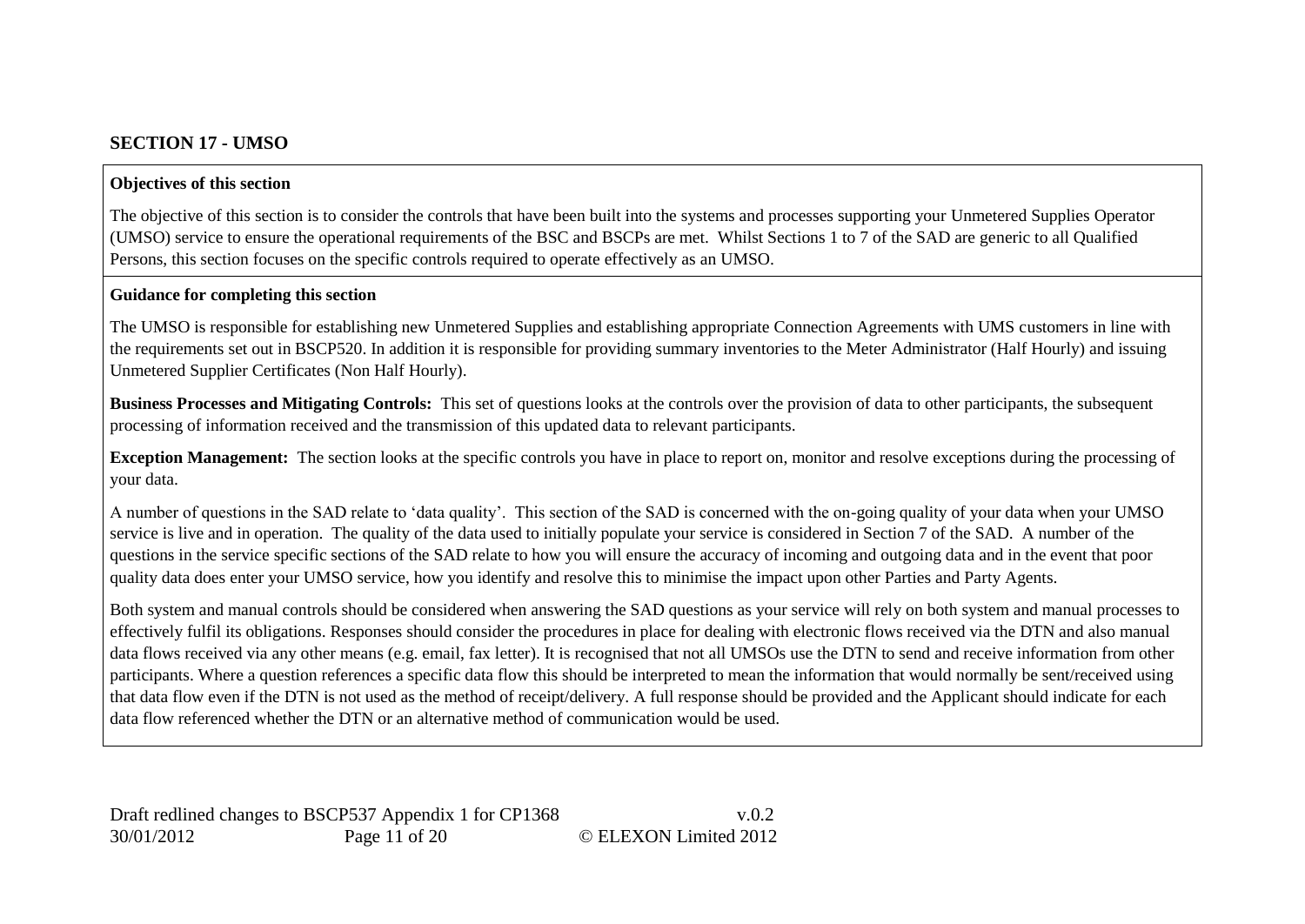## SECTION 17 - UMSO

**Objectives of this section**

The objective of this section is to consider the controls that have been built into the systems and processes supporting your Unmetered Supplies Operator (UMSO) service to ensure the operational requirements of the BSC and BSCPs are met. Whilst Sections 1 to 7 of the SAD are generic to all Qualified Persons, this section focuses on the specific controls required to operate effectively as an UMSO.

**Guidance for completing this section**

The UMSO is responsible for establishing new Unmetered Supplies and establishing appropriate Connection Agreements with UMS customers in line with the requirements set out in BSCP520. In addition it is responsible for providing summary inventories to the Meter Administrator (Half Hourly) and issuing Unmetered Supplier Certificates (Non Half Hourly).

**Business Processes and Mitigating Controls:** This set of questions looks at the controls over the provision of data to other participants, the subsequent processing of information received and the transmission of this updated data to relevant participants.

**Exception Management:** The section looks at the specific controls you have in place to report on, monitor and resolve exceptions during the processing of your data.

A number of questions in the SAD relate to 'data quality'. This section of the SAD is concerned with the on-going quality of your data when your UMSO service is live and in operation. The quality of the data used to initially populate your service is considered in Section 7 of the SAD. A number of the questions in the service specific sections of the SAD relate to how you will ensure the accuracy of incoming and outgoing data and in the event that poor quality data does enter your UMSO service, how you identify and resolve this to minimise the impact upon other Parties and Party Agents.

Both system and manual controls should be considered when answering the SAD questions as your service will rely on both system and manual processes to effectively fulfil its obligations. Responses should consider the procedures in place for dealing with electronic flows received via the DTN and also manual data flows received via any other means (e.g. email, fax letter). It is recognised that not all UMSOs use the DTN to send and receive information from other participants. Where a question references a specific data flow this should be interpreted to mean the information that would normally be sent/received using that data flow even if the DTN is not used as the method of receipt/delivery. A full response should be provided and the Applicant should indicate for each data flow referenced whether the DTN or an alternative method of communication would be used.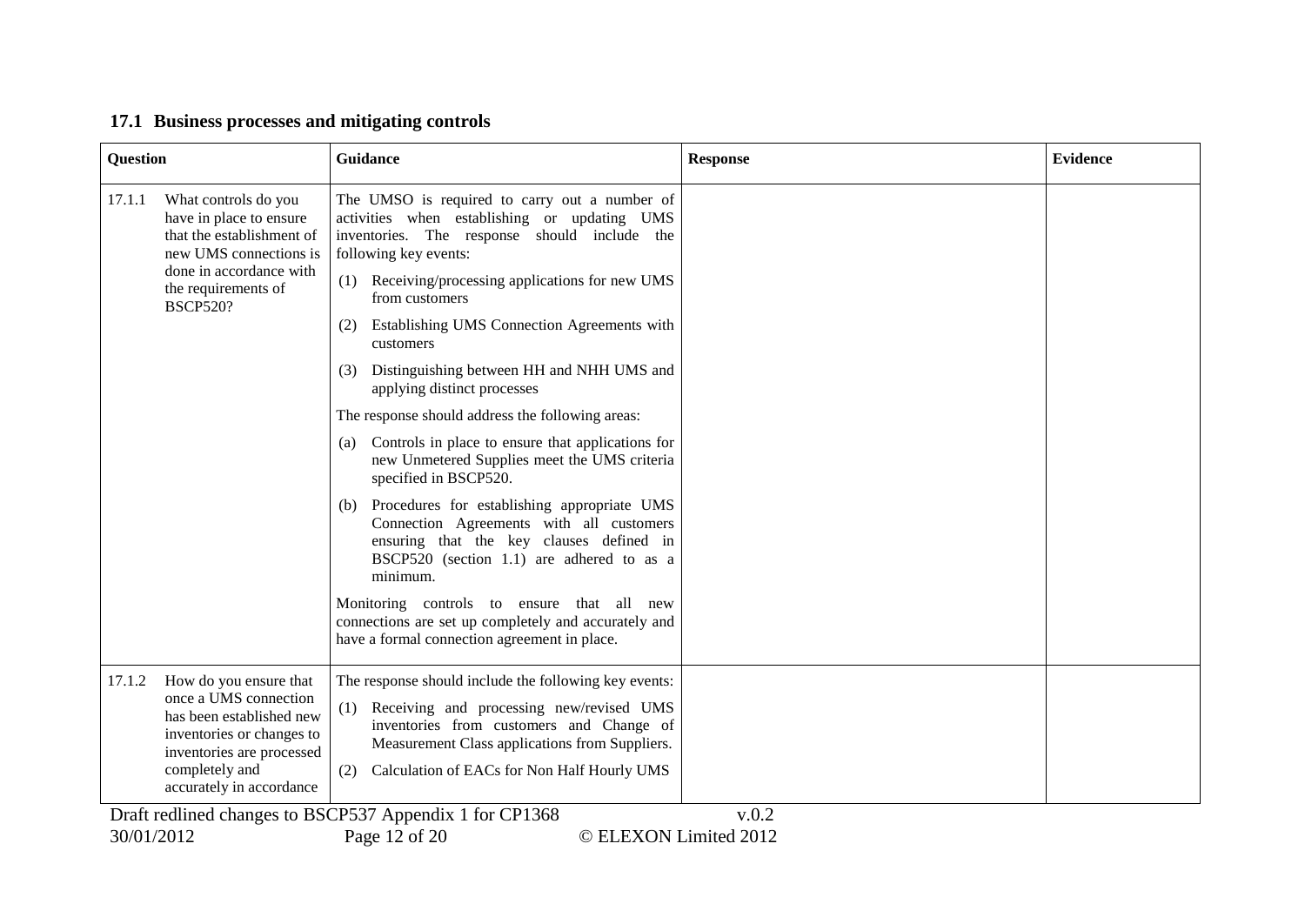### 17.1 Business processes and mitigating controls

| Question | Guidance | Response | Evidence |
|---|---|---|---|
| 17.1.1 What controls do you have in place to ensure that the establishment of new UMS connections is done in accordance with the requirements of BSCP520? | The UMSO is required to carry out a number of activities when establishing or updating UMS inventories. The response should include the following key events:<br>(1) Receiving/processing applications for new UMS from customers<br>(2) Establishing UMS Connection Agreements with customers<br>(3) Distinguishing between HH and NHH UMS and applying distinct processes<br>The response should address the following areas:<br>(a) Controls in place to ensure that applications for new Unmetered Supplies meet the UMS criteria specified in BSCP520.<br>(b) Procedures for establishing appropriate UMS Connection Agreements with all customers ensuring that the key clauses defined in BSCP520 (section 1.1) are adhered to as a minimum.<br>Monitoring controls to ensure that all new connections are set up completely and accurately and have a formal connection agreement in place. | | |
| 17.1.2 How do you ensure that once a UMS connection has been established new inventories or changes to inventories are processed completely and accurately in accordance | The response should include the following key events:<br>(1) Receiving and processing new/revised UMS inventories from customers and Change of Measurement Class applications from Suppliers.<br>(2) Calculation of EACs for Non Half Hourly UMS | | |

Draft redlined changes to BSCP537 Appendix 1 for CP1368 v.0.2
30/01/2012 © ELEXON Limited 2012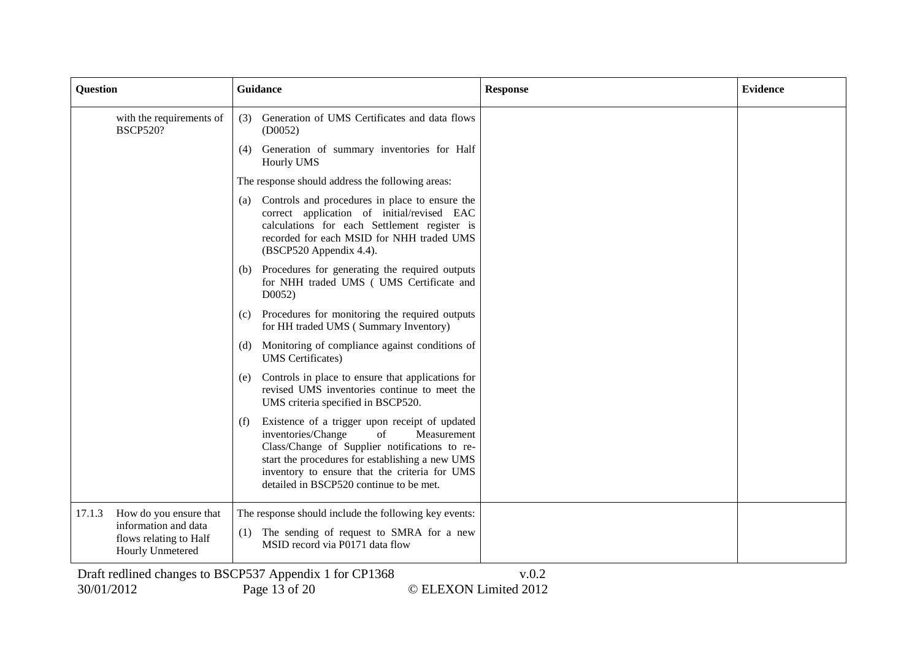| Question | Guidance | Response | Evidence |
| --- | --- | --- | --- |
| with the requirements of BSCP520? | (3) Generation of UMS Certificates and data flows (D0052)<br>(4) Generation of summary inventories for Half Hourly UMS<br>The response should address the following areas:<br>(a) Controls and procedures in place to ensure the correct application of initial/revised EAC calculations for each Settlement register is recorded for each MSID for NHH traded UMS (BSCP520 Appendix 4.4).<br>(b) Procedures for generating the required outputs for NHH traded UMS ( UMS Certificate and D0052)<br>(c) Procedures for monitoring the required outputs for HH traded UMS ( Summary Inventory)<br>(d) Monitoring of compliance against conditions of UMS Certificates)<br>(e) Controls in place to ensure that applications for revised UMS inventories continue to meet the UMS criteria specified in BSCP520.<br>(f) Existence of a trigger upon receipt of updated inventories/Change of Measurement Class/Change of Supplier notifications to re-start the procedures for establishing a new UMS inventory to ensure that the criteria for UMS detailed in BSCP520 continue to be met. | | |
| 17.1.3 How do you ensure that information and data flows relating to Half Hourly Unmetered | The response should include the following key events:<br>(1) The sending of request to SMRA for a new MSID record via P0171 data flow | | |

Draft redlined changes to BSCP537 Appendix 1 for CP1368 v.0.2
30/01/2012 © ELEXON Limited 2012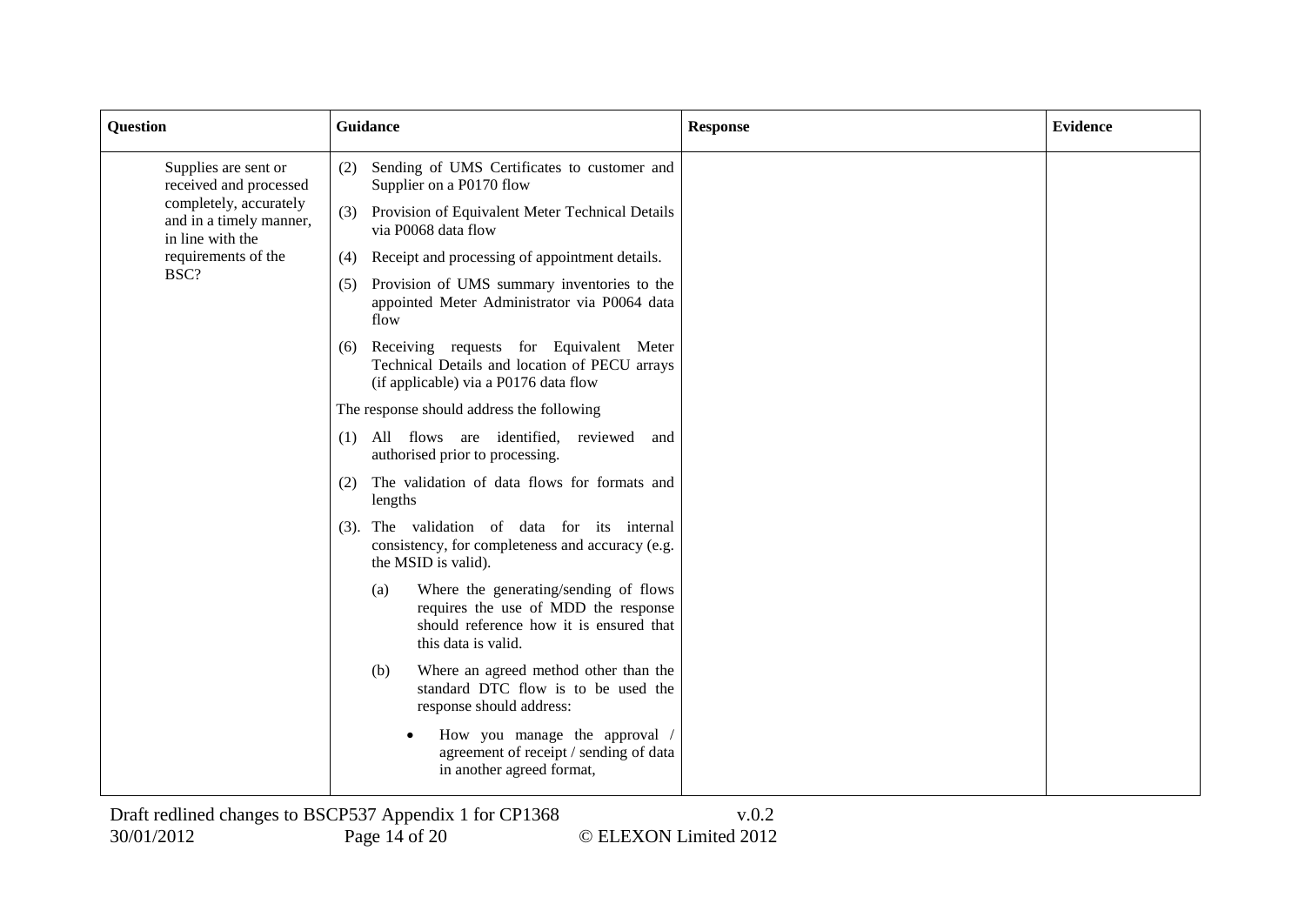| Question | Guidance | Response | Evidence |
|---|---|---|---|
| Supplies are sent or received and processed completely, accurately and in a timely manner, in line with the requirements of the BSC? | (2) Sending of UMS Certificates to customer and Supplier on a P0170 flow<br><br>(3) Provision of Equivalent Meter Technical Details via P0068 data flow<br><br>(4) Receipt and processing of appointment details.<br><br>(5) Provision of UMS summary inventories to the appointed Meter Administrator via P0064 data flow<br><br>(6) Receiving requests for Equivalent Meter Technical Details and location of PECU arrays (if applicable) via a P0176 data flow<br><br>The response should address the following<br><br>(1) All flows are identified, reviewed and authorised prior to processing.<br><br>(2) The validation of data flows for formats and lengths<br><br>(3). The validation of data for its internal consistency, for completeness and accuracy (e.g. the MSID is valid).<br><br>(a) Where the generating/sending of flows requires the use of MDD the response should reference how it is ensured that this data is valid.<br><br>(b) Where an agreed method other than the standard DTC flow is to be used the response should address:<br><br>• How you manage the approval / agreement of receipt / sending of data in another agreed format, | | |

Draft redlined changes to BSCP537 Appendix 1 for CP1368 v.0.2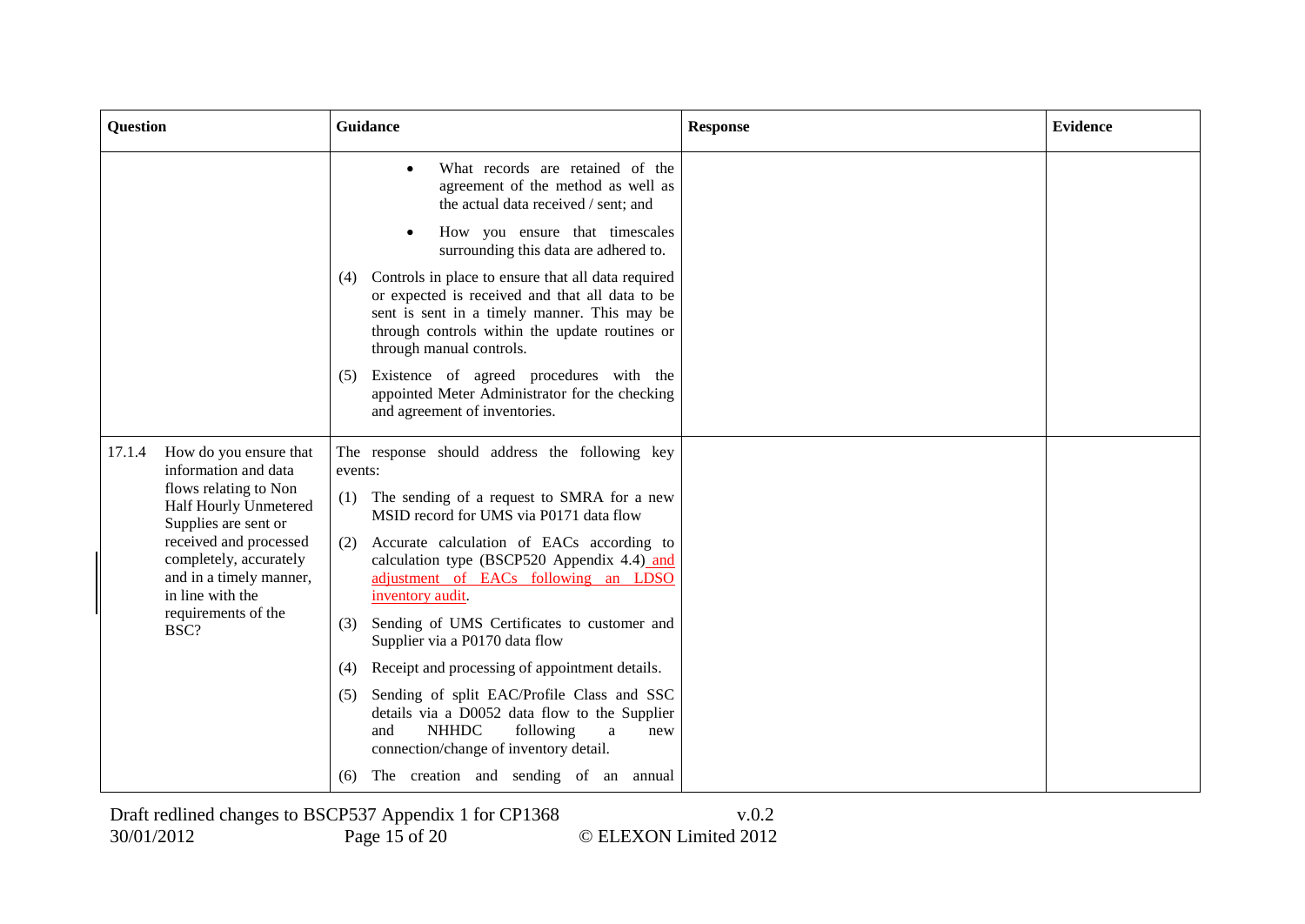| Question | Guidance | Response | Evidence |
|---|---|---|---|
| | • What records are retained of the agreement of the method as well as the actual data received / sent; and<br>• How you ensure that timescales surrounding this data are adhered to.<br>(4) Controls in place to ensure that all data required or expected is received and that all data to be sent is sent in a timely manner. This may be through controls within the update routines or through manual controls.<br>(5) Existence of agreed procedures with the appointed Meter Administrator for the checking and agreement of inventories. | | |
| 17.1.4 How do you ensure that information and data flows relating to Non Half Hourly Unmetered Supplies are sent or received and processed completely, accurately and in a timely manner, in line with the requirements of the BSC? | The response should address the following key events:<br>(1) The sending of a request to SMRA for a new MSID record for UMS via P0171 data flow<br>(2) Accurate calculation of EACs according to calculation type (BSCP520 Appendix 4.4) and adjustment of EACs following an LDSO inventory audit.<br>(3) Sending of UMS Certificates to customer and Supplier via a P0170 data flow<br>(4) Receipt and processing of appointment details.<br>(5) Sending of split EAC/Profile Class and SSC details via a D0052 data flow to the Supplier and NHHDC following a new connection/change of inventory detail.<br>(6) The creation and sending of an annual | | |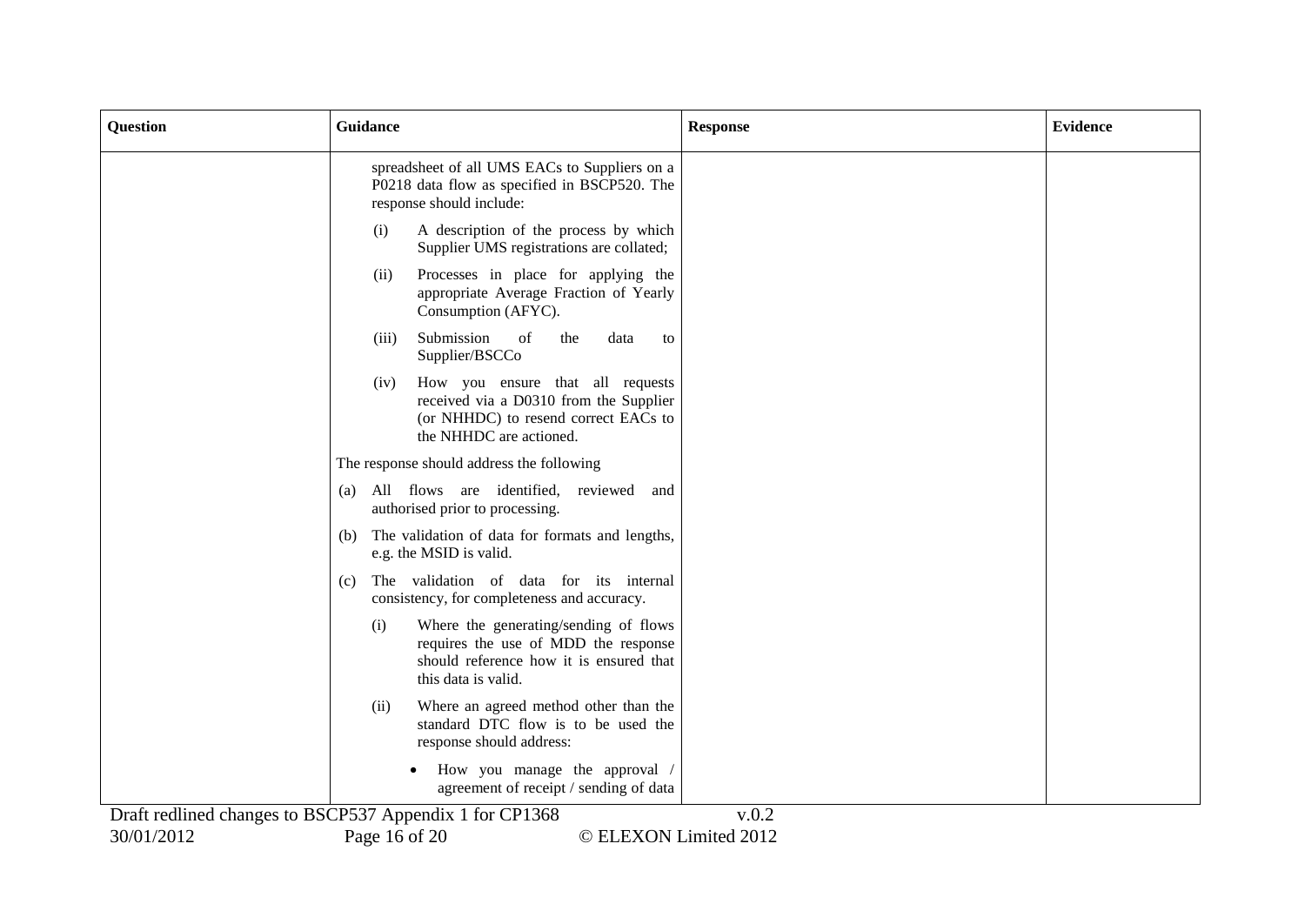| Question | Guidance | Response | Evidence |
| --- | --- | --- | --- |
| | spreadsheet of all UMS EACs to Suppliers on a P0218 data flow as specified in BSCP520. The response should include:<br><br>(i) A description of the process by which Supplier UMS registrations are collated;<br><br>(ii) Processes in place for applying the appropriate Average Fraction of Yearly Consumption (AFYC).<br><br>(iii) Submission of the data to Supplier/BSCCo<br><br>(iv) How you ensure that all requests received via a D0310 from the Supplier (or NHHDC) to resend correct EACs to the NHHDC are actioned.<br><br>The response should address the following<br><br>(a) All flows are identified, reviewed and authorised prior to processing.<br><br>(b) The validation of data for formats and lengths, e.g. the MSID is valid.<br><br>(c) The validation of data for its internal consistency, for completeness and accuracy.<br><br>(i) Where the generating/sending of flows requires the use of MDD the response should reference how it is ensured that this data is valid.<br><br>(ii) Where an agreed method other than the standard DTC flow is to be used the response should address:<br><br>• How you manage the approval / agreement of receipt / sending of data | | |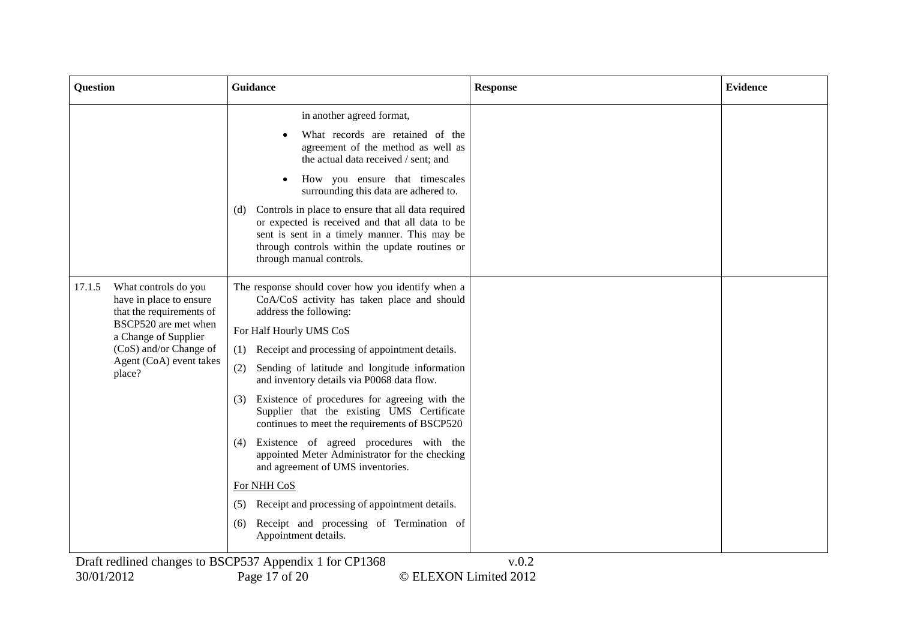| Question | Guidance | Response | Evidence |
|---|---|---|---|
| | in another agreed format,<br>• What records are retained of the agreement of the method as well as the actual data received / sent; and<br>• How you ensure that timescales surrounding this data are adhered to.<br>(d) Controls in place to ensure that all data required or expected is received and that all data to be sent is sent in a timely manner. This may be through controls within the update routines or through manual controls. | | |
| 17.1.5 What controls do you have in place to ensure that the requirements of BSCP520 are met when a Change of Supplier (CoS) and/or Change of Agent (CoA) event takes place? | The response should cover how you identify when a CoA/CoS activity has taken place and should address the following:<br>For Half Hourly UMS CoS<br>(1) Receipt and processing of appointment details.<br>(2) Sending of latitude and longitude information and inventory details via P0068 data flow.<br>(3) Existence of procedures for agreeing with the Supplier that the existing UMS Certificate continues to meet the requirements of BSCP520<br>(4) Existence of agreed procedures with the appointed Meter Administrator for the checking and agreement of UMS inventories.<br>For NHH CoS<br>(5) Receipt and processing of appointment details.<br>(6) Receipt and processing of Termination of Appointment details. | | |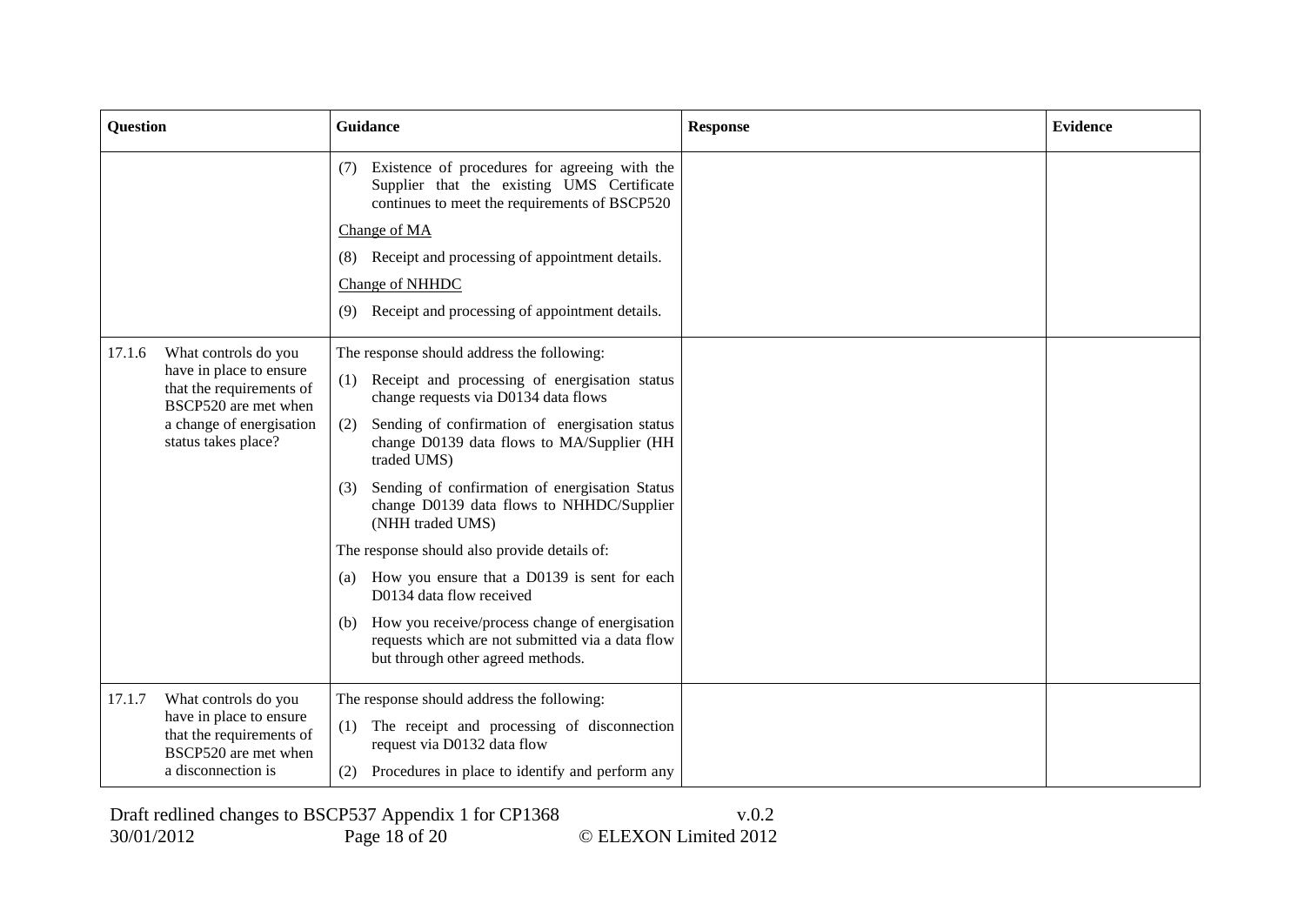| Question | Guidance | Response | Evidence |
|---|---|---|---|
| | (7) Existence of procedures for agreeing with the Supplier that the existing UMS Certificate continues to meet the requirements of BSCP520<br><br>Change of MA<br><br>(8) Receipt and processing of appointment details.<br><br>Change of NHHDC<br><br>(9) Receipt and processing of appointment details. | | |
| 17.1.6 What controls do you have in place to ensure that the requirements of BSCP520 are met when a change of energisation status takes place? | The response should address the following:<br><br>(1) Receipt and processing of energisation status change requests via D0134 data flows<br><br>(2) Sending of confirmation of energisation status change D0139 data flows to MA/Supplier (HH traded UMS)<br><br>(3) Sending of confirmation of energisation Status change D0139 data flows to NHHDC/Supplier (NHH traded UMS)<br><br>The response should also provide details of:<br><br>(a) How you ensure that a D0139 is sent for each D0134 data flow received<br><br>(b) How you receive/process change of energisation requests which are not submitted via a data flow but through other agreed methods. | | |
| 17.1.7 What controls do you have in place to ensure that the requirements of BSCP520 are met when a disconnection is | The response should address the following:<br><br>(1) The receipt and processing of disconnection request via D0132 data flow<br><br>(2) Procedures in place to identify and perform any | | |

Draft redlined changes to BSCP537 Appendix 1 for CP1368 v.0.2
30/01/2012 © ELEXON Limited 2012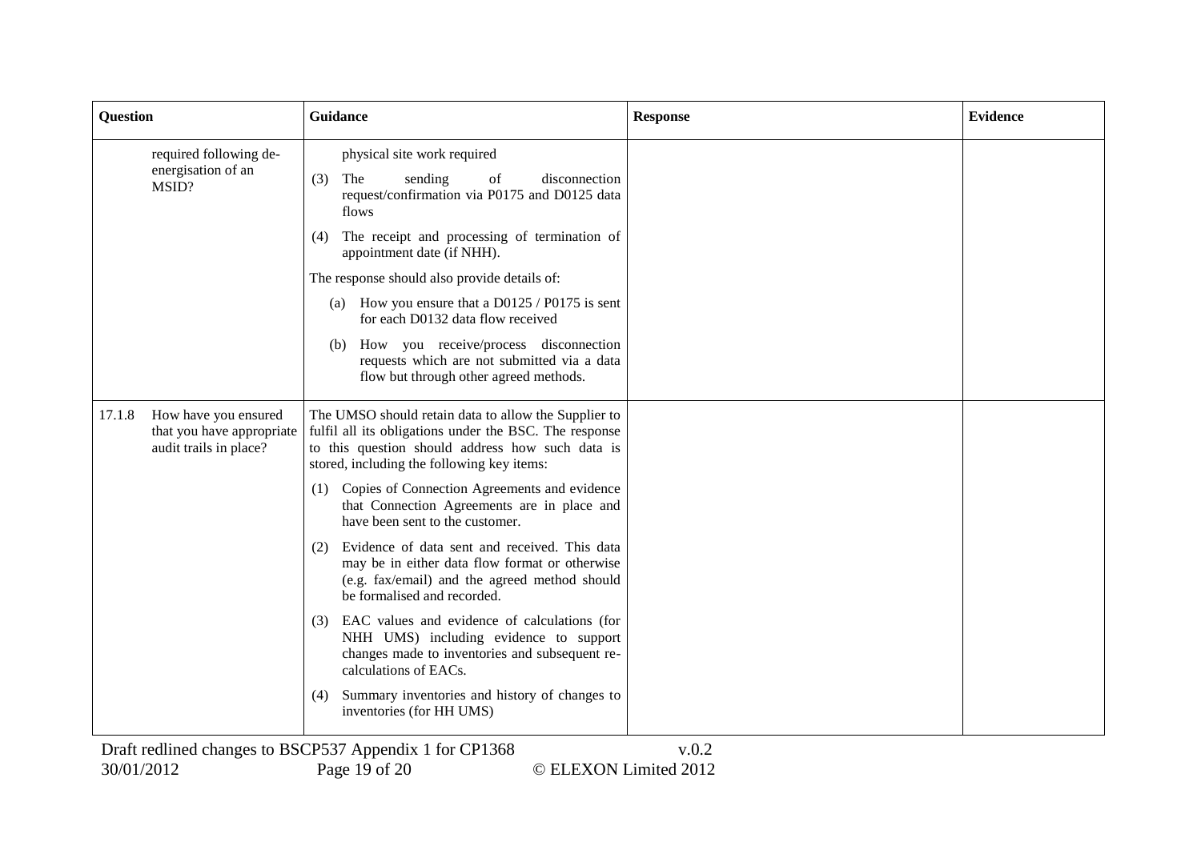| Question | Guidance | Response | Evidence |
| --- | --- | --- | --- |
| required following de-energisation of an MSID? | physical site work required<br>(3) The sending of disconnection request/confirmation via P0175 and D0125 data flows<br>(4) The receipt and processing of termination of appointment date (if NHH).<br>The response should also provide details of:<br>(a) How you ensure that a D0125 / P0175 is sent for each D0132 data flow received<br>(b) How you receive/process disconnection requests which are not submitted via a data flow but through other agreed methods. | | |
| 17.1.8 How have you ensured that you have appropriate audit trails in place? | The UMSO should retain data to allow the Supplier to fulfil all its obligations under the BSC. The response to this question should address how such data is stored, including the following key items:<br>(1) Copies of Connection Agreements and evidence that Connection Agreements are in place and have been sent to the customer.<br>(2) Evidence of data sent and received. This data may be in either data flow format or otherwise (e.g. fax/email) and the agreed method should be formalised and recorded.<br>(3) EAC values and evidence of calculations (for NHH UMS) including evidence to support changes made to inventories and subsequent re-calculations of EACs.<br>(4) Summary inventories and history of changes to inventories (for HH UMS) | | |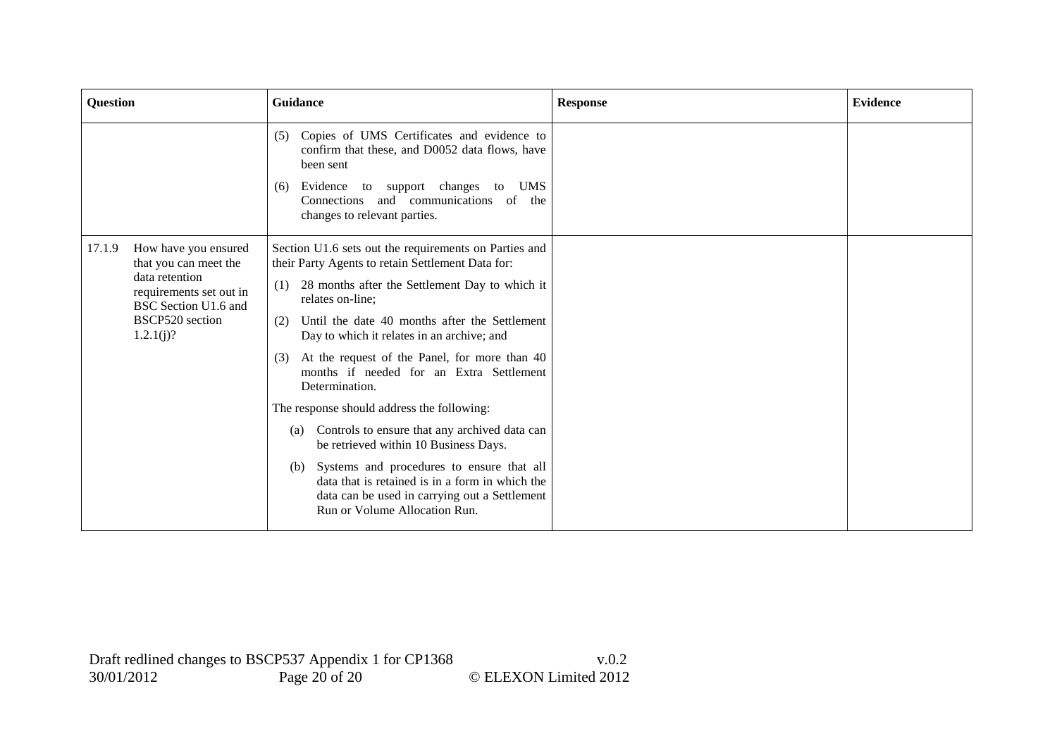| Question | Guidance | Response | Evidence |
|---|---|---|---|
| | (5) Copies of UMS Certificates and evidence to confirm that these, and D0052 data flows, have been sent<br><br>(6) Evidence to support changes to UMS Connections and communications of the changes to relevant parties. | | |
| 17.1.9 How have you ensured that you can meet the data retention requirements set out in BSC Section U1.6 and BSCP520 section 1.2.1(j)? | Section U1.6 sets out the requirements on Parties and their Party Agents to retain Settlement Data for:<br><br>(1) 28 months after the Settlement Day to which it relates on-line;<br><br>(2) Until the date 40 months after the Settlement Day to which it relates in an archive; and<br><br>(3) At the request of the Panel, for more than 40 months if needed for an Extra Settlement Determination.<br><br>The response should address the following:<br><br>(a) Controls to ensure that any archived data can be retrieved within 10 Business Days.<br><br>(b) Systems and procedures to ensure that all data that is retained is in a form in which the data can be used in carrying out a Settlement Run or Volume Allocation Run. | | |